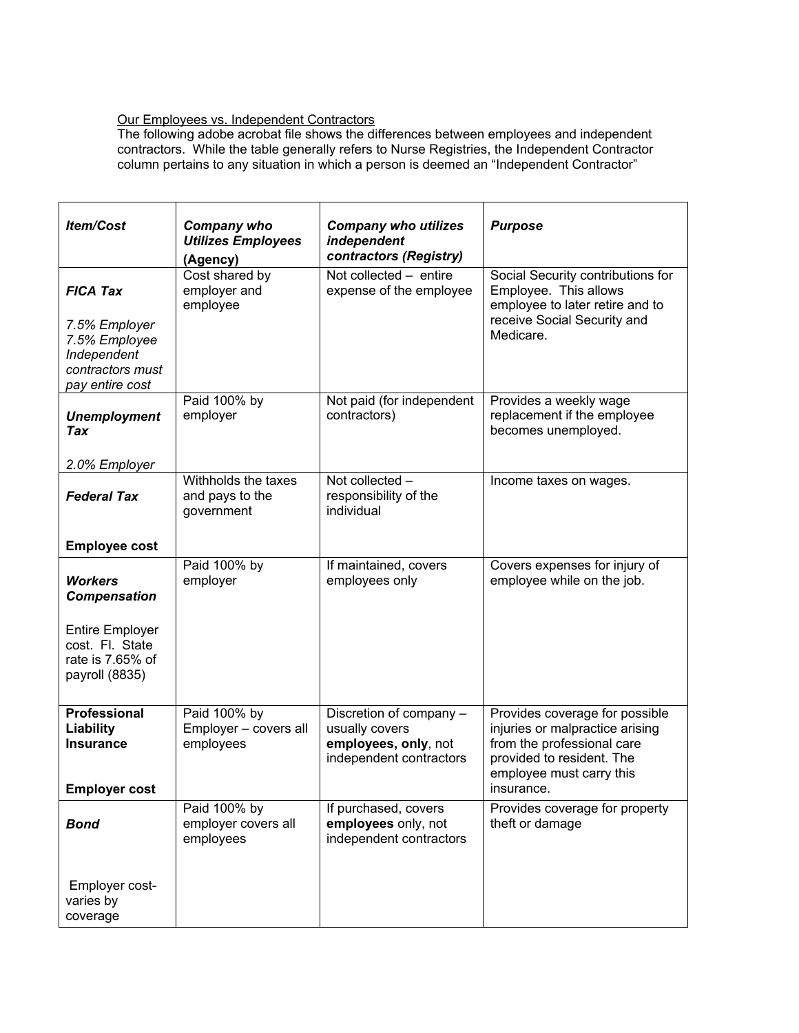Our Employees vs. Independent Contractors

The following adobe acrobat file shows the differences between employees and independent contractors. While the table generally refers to Nurse Registries, the Independent Contractor column pertains to any situation in which a person is deemed an "Independent Contractor"

| ***Item/Cost*** | ***Company who Utilizes Employees*** **(Agency)** | ***Company who utilizes independent contractors (Registry)*** | ***Purpose*** |
|---|---|---|---|
| ***FICA Tax***<br><br>*7.5% Employer*<br>*7.5% Employee*<br>*Independent contractors must pay entire cost* | Cost shared by employer and employee | Not collected – entire expense of the employee | Social Security contributions for Employee. This allows employee to later retire and to receive Social Security and Medicare. |
| ***Unemployment Tax***<br><br>*2.0% Employer* | Paid 100% by employer | Not paid (for independent contractors) | Provides a weekly wage replacement if the employee becomes unemployed. |
| ***Federal Tax***<br><br>**Employee cost** | Withholds the taxes and pays to the government | Not collected – responsibility of the individual | Income taxes on wages. |
| ***Workers Compensation***<br><br>Entire Employer cost. Fl. State rate is 7.65% of payroll (8835) | Paid 100% by employer | If maintained, covers employees only | Covers expenses for injury of employee while on the job. |
| **Professional Liability Insurance**<br><br>**Employer cost** | Paid 100% by Employer – covers all employees | Discretion of company – usually covers **employees, only**, not independent contractors | Provides coverage for possible injuries or malpractice arising from the professional care provided to resident. The employee must carry this insurance. |
| ***Bond***<br><br>Employer cost- varies by coverage | Paid 100% by employer covers all employees | If purchased, covers **employees** only, not independent contractors | Provides coverage for property theft or damage |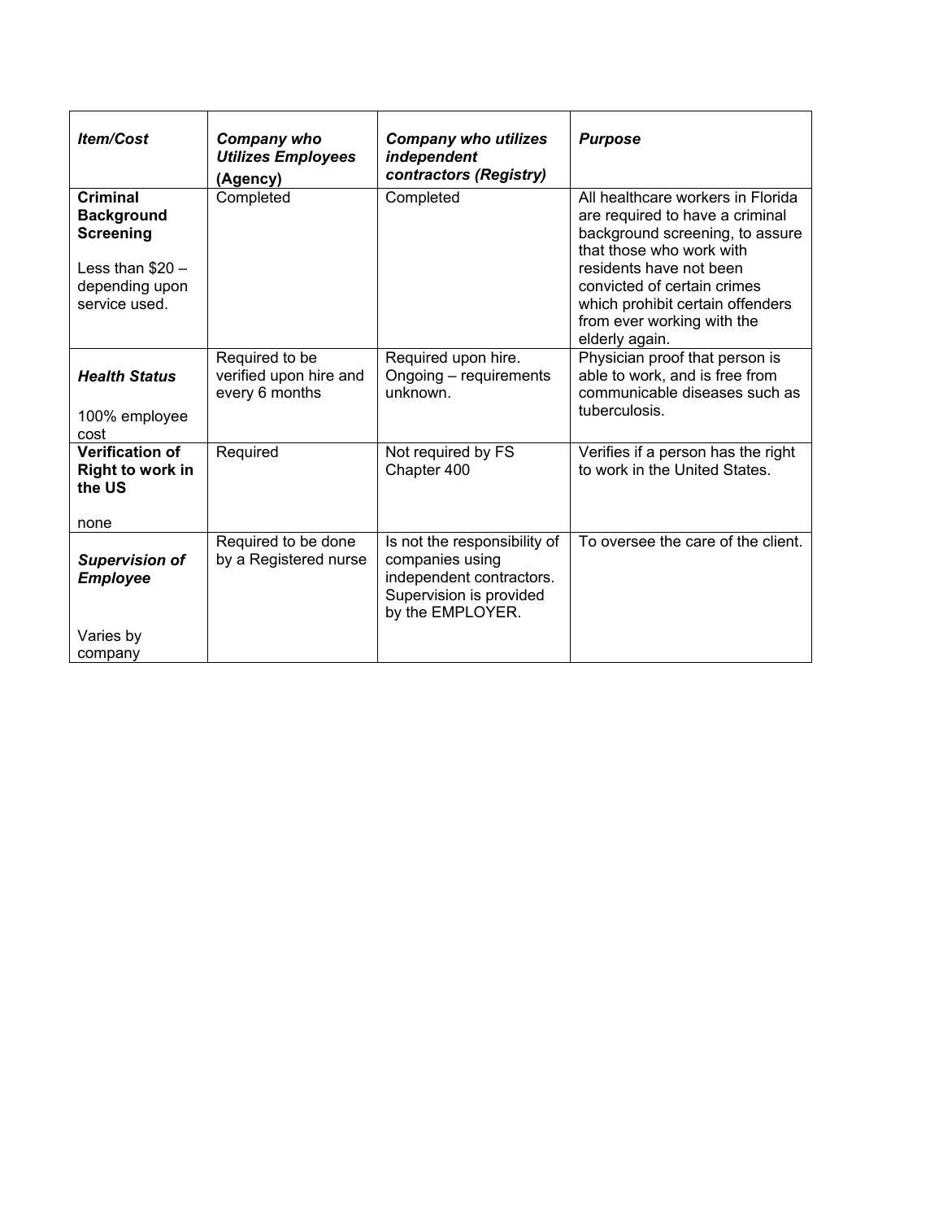| *Item/Cost* | *Company who Utilizes Employees* (Agency) | *Company who utilizes independent contractors (Registry)* | *Purpose* |
|---|---|---|---|
| **Criminal Background Screening** Less than $20 – depending upon service used. | Completed | Completed | All healthcare workers in Florida are required to have a criminal background screening, to assure that those who work with residents have not been convicted of certain crimes which prohibit certain offenders from ever working with the elderly again. |
| ***Health Status*** 100% employee cost | Required to be verified upon hire and every 6 months | Required upon hire. Ongoing – requirements unknown. | Physician proof that person is able to work, and is free from communicable diseases such as tuberculosis. |
| **Verification of Right to work in the US** none | Required | Not required by FS Chapter 400 | Verifies if a person has the right to work in the United States. |
| ***Supervision of Employee*** Varies by company | Required to be done by a Registered nurse | Is not the responsibility of companies using independent contractors. Supervision is provided by the EMPLOYER. | To oversee the care of the client. |